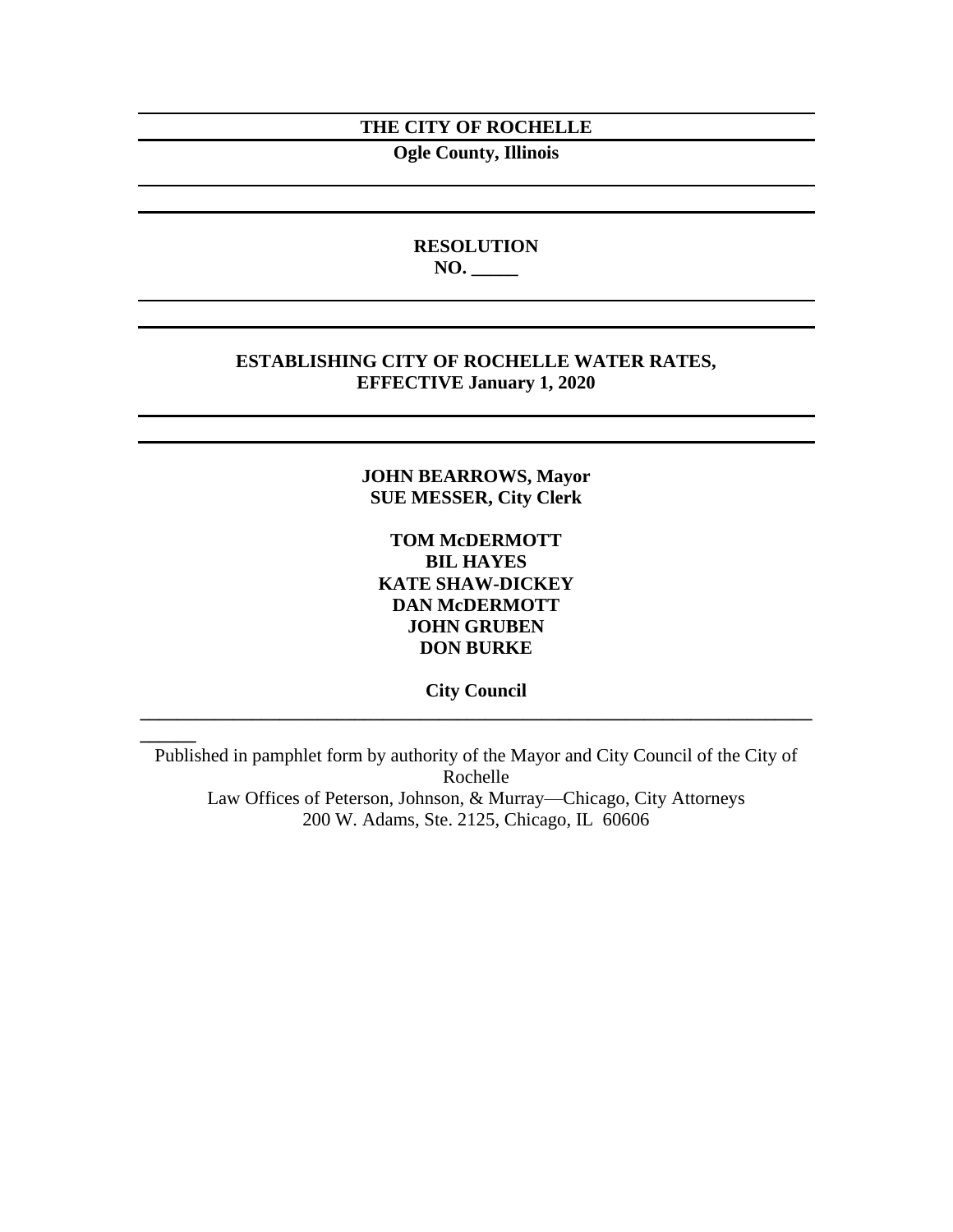**THE CITY OF ROCHELLE**

**Ogle County, Illinois**

---

**RESOLUTION**
**NO. _____**

---

**ESTABLISHING CITY OF ROCHELLE WATER RATES,**
**EFFECTIVE January 1, 2020**

---

**JOHN BEARROWS, Mayor**
**SUE MESSER, City Clerk**

**TOM McDERMOTT**
**BIL HAYES**
**KATE SHAW-DICKEY**
**DAN McDERMOTT**
**JOHN GRUBEN**
**DON BURKE**

**City Council**

---

Published in pamphlet form by authority of the Mayor and City Council of the City of Rochelle
Law Offices of Peterson, Johnson, & Murray—Chicago, City Attorneys
200 W. Adams, Ste. 2125, Chicago, IL 60606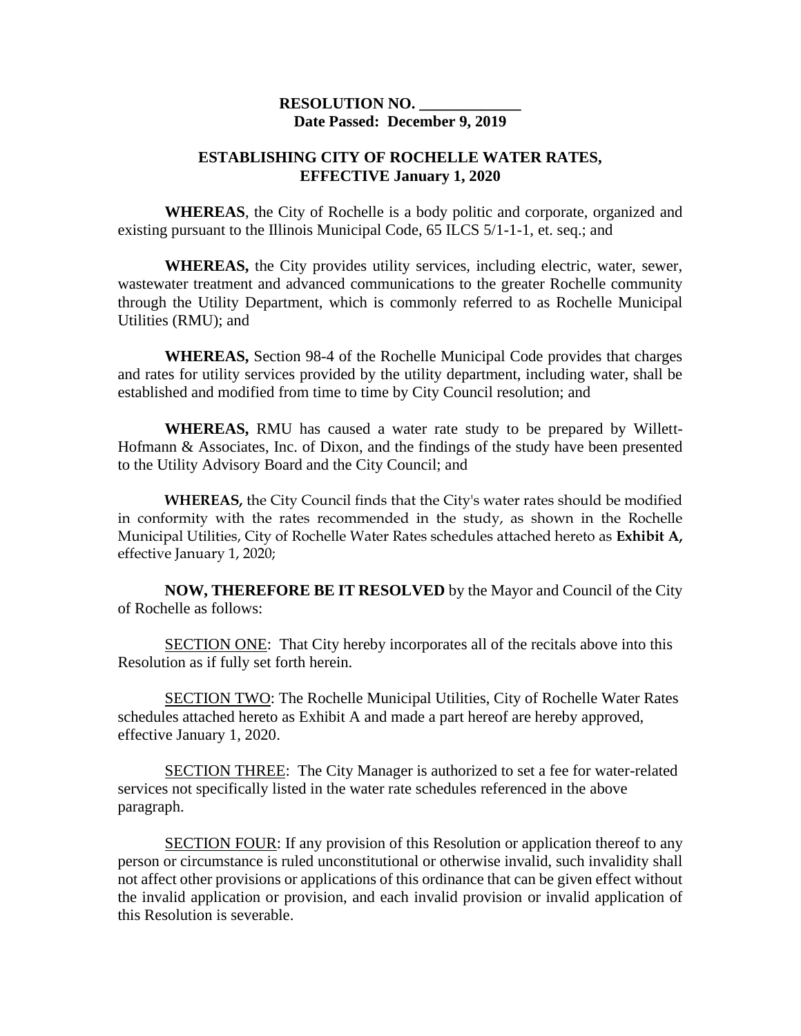**RESOLUTION NO. _____________**
**Date Passed: December 9, 2019**

# ESTABLISHING CITY OF ROCHELLE WATER RATES, EFFECTIVE January 1, 2020

**WHEREAS**, the City of Rochelle is a body politic and corporate, organized and existing pursuant to the Illinois Municipal Code, 65 ILCS 5/1-1-1, et. seq.; and

**WHEREAS,** the City provides utility services, including electric, water, sewer, wastewater treatment and advanced communications to the greater Rochelle community through the Utility Department, which is commonly referred to as Rochelle Municipal Utilities (RMU); and

**WHEREAS,** Section 98-4 of the Rochelle Municipal Code provides that charges and rates for utility services provided by the utility department, including water, shall be established and modified from time to time by City Council resolution; and

**WHEREAS,** RMU has caused a water rate study to be prepared by Willett-Hofmann & Associates, Inc. of Dixon, and the findings of the study have been presented to the Utility Advisory Board and the City Council; and

**WHEREAS,** the City Council finds that the City's water rates should be modified in conformity with the rates recommended in the study, as shown in the Rochelle Municipal Utilities, City of Rochelle Water Rates schedules attached hereto as **Exhibit A,** effective January 1, 2020;

**NOW, THEREFORE BE IT RESOLVED** by the Mayor and Council of the City of Rochelle as follows:

SECTION ONE: That City hereby incorporates all of the recitals above into this Resolution as if fully set forth herein.

SECTION TWO: The Rochelle Municipal Utilities, City of Rochelle Water Rates schedules attached hereto as Exhibit A and made a part hereof are hereby approved, effective January 1, 2020.

SECTION THREE: The City Manager is authorized to set a fee for water-related services not specifically listed in the water rate schedules referenced in the above paragraph.

SECTION FOUR: If any provision of this Resolution or application thereof to any person or circumstance is ruled unconstitutional or otherwise invalid, such invalidity shall not affect other provisions or applications of this ordinance that can be given effect without the invalid application or provision, and each invalid provision or invalid application of this Resolution is severable.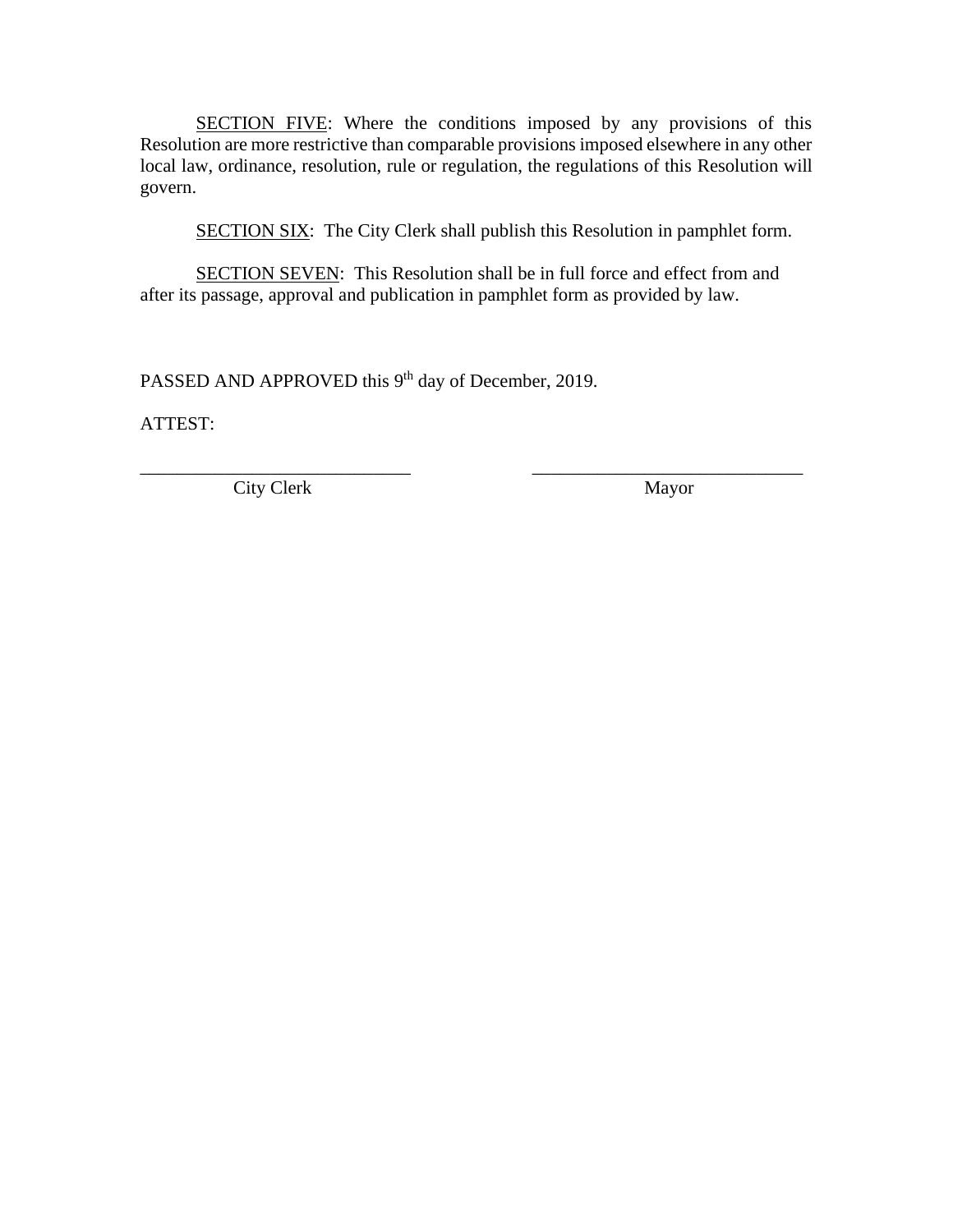<u>SECTION FIVE</u>: Where the conditions imposed by any provisions of this Resolution are more restrictive than comparable provisions imposed elsewhere in any other local law, ordinance, resolution, rule or regulation, the regulations of this Resolution will govern.

<u>SECTION SIX</u>: The City Clerk shall publish this Resolution in pamphlet form.

<u>SECTION SEVEN</u>: This Resolution shall be in full force and effect from and after its passage, approval and publication in pamphlet form as provided by law.

PASSED AND APPROVED this 9th day of December, 2019.

ATTEST:

| | |
|---|---|
| ______________________________ | ______________________________ |
| City Clerk | Mayor |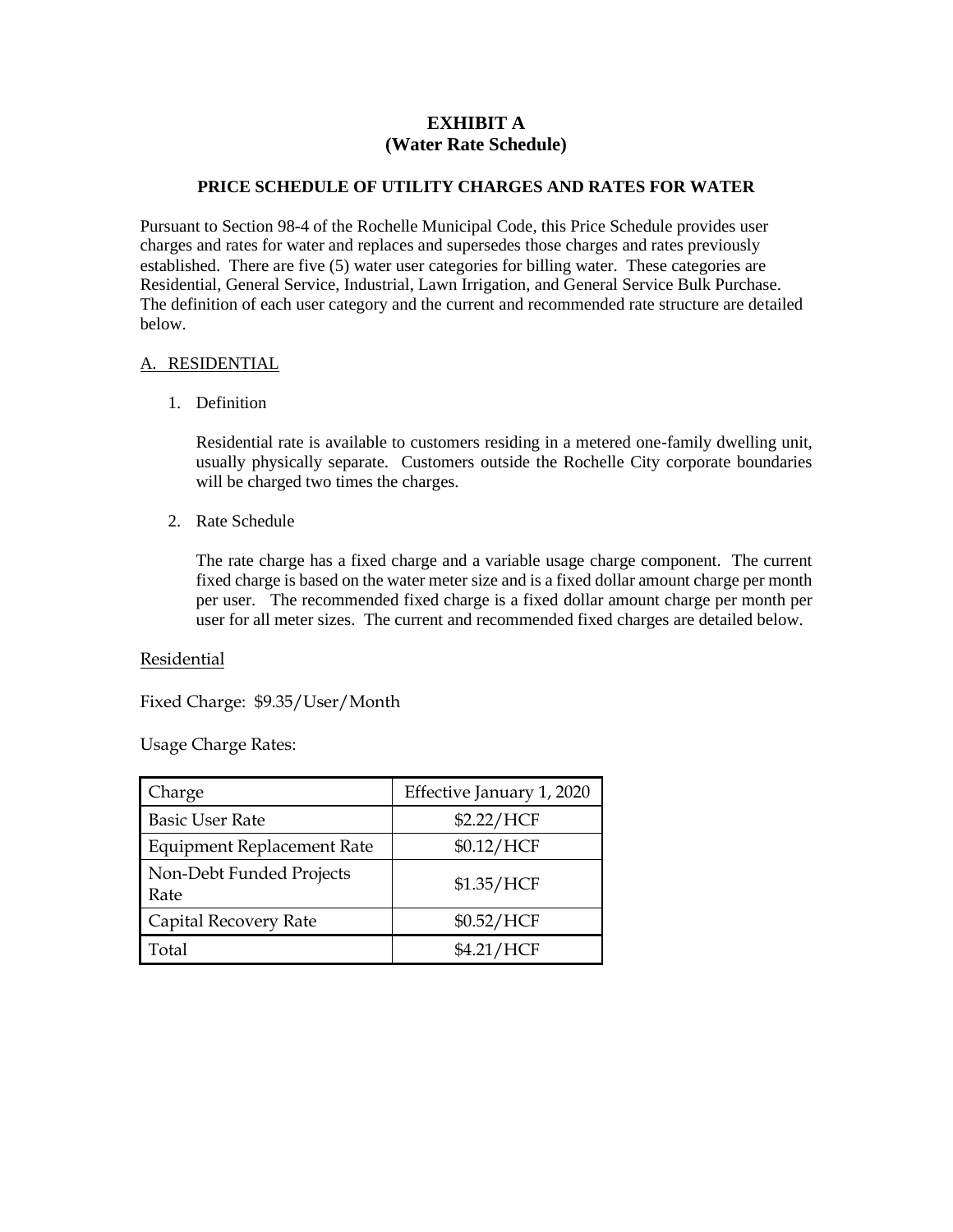# EXHIBIT A
# (Water Rate Schedule)

## PRICE SCHEDULE OF UTILITY CHARGES AND RATES FOR WATER

Pursuant to Section 98-4 of the Rochelle Municipal Code, this Price Schedule provides user charges and rates for water and replaces and supersedes those charges and rates previously established. There are five (5) water user categories for billing water. These categories are Residential, General Service, Industrial, Lawn Irrigation, and General Service Bulk Purchase. The definition of each user category and the current and recommended rate structure are detailed below.

A. RESIDENTIAL

1. Definition

   Residential rate is available to customers residing in a metered one-family dwelling unit, usually physically separate. Customers outside the Rochelle City corporate boundaries will be charged two times the charges.

2. Rate Schedule

   The rate charge has a fixed charge and a variable usage charge component. The current fixed charge is based on the water meter size and is a fixed dollar amount charge per month per user. The recommended fixed charge is a fixed dollar amount charge per month per user for all meter sizes. The current and recommended fixed charges are detailed below.

Residential

Fixed Charge: $9.35/User/Month

Usage Charge Rates:

| Charge | Effective January 1, 2020 |
|---|---|
| Basic User Rate | $2.22/HCF |
| Equipment Replacement Rate | $0.12/HCF |
| Non-Debt Funded Projects Rate | $1.35/HCF |
| Capital Recovery Rate | $0.52/HCF |
| Total | $4.21/HCF |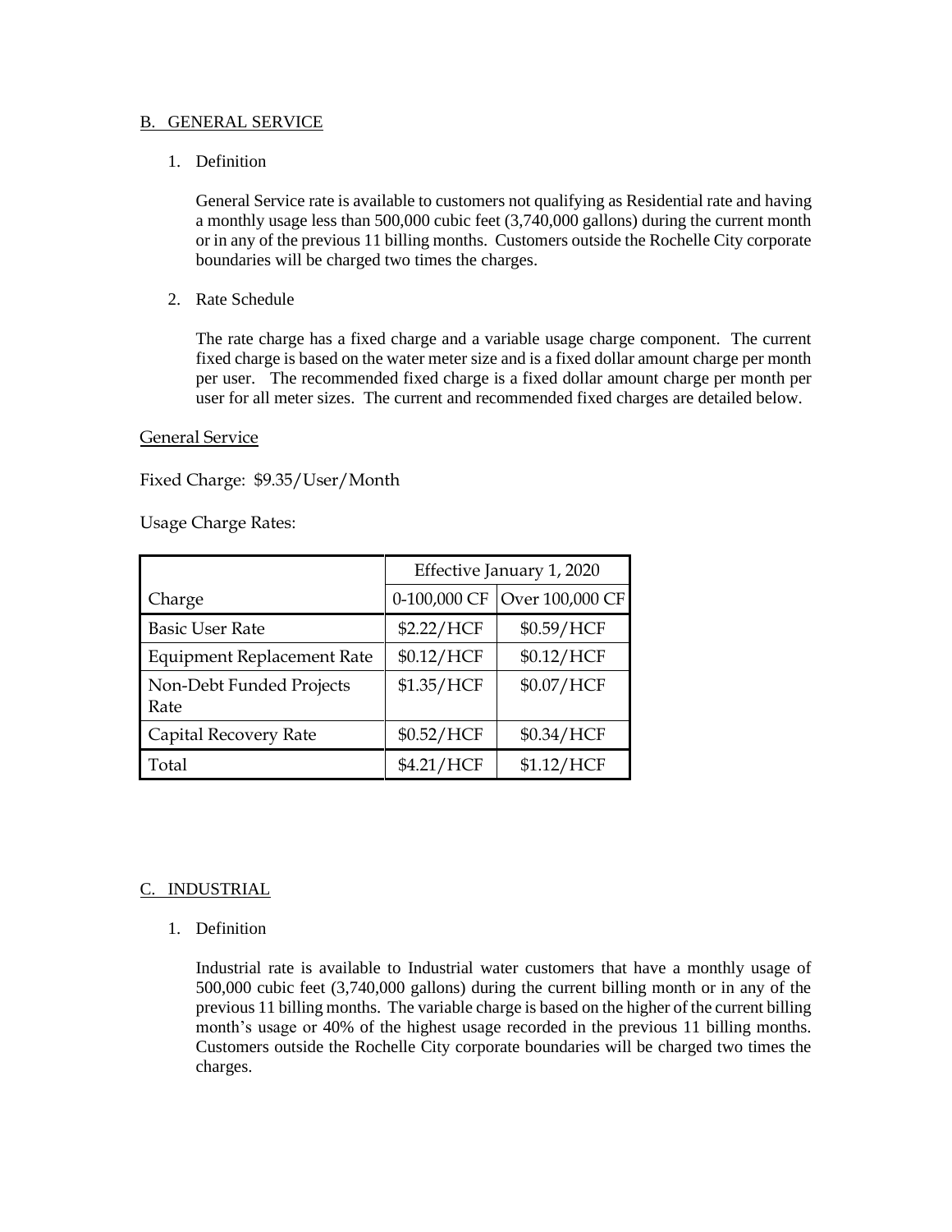## B. GENERAL SERVICE

1. Definition

   General Service rate is available to customers not qualifying as Residential rate and having a monthly usage less than 500,000 cubic feet (3,740,000 gallons) during the current month or in any of the previous 11 billing months. Customers outside the Rochelle City corporate boundaries will be charged two times the charges.

2. Rate Schedule

   The rate charge has a fixed charge and a variable usage charge component. The current fixed charge is based on the water meter size and is a fixed dollar amount charge per month per user. The recommended fixed charge is a fixed dollar amount charge per month per user for all meter sizes. The current and recommended fixed charges are detailed below.

General Service

Fixed Charge: $9.35/User/Month

Usage Charge Rates:

| | Effective January 1, 2020 | |
|---|---|---|
| Charge | 0-100,000 CF | Over 100,000 CF |
| Basic User Rate | $2.22/HCF | $0.59/HCF |
| Equipment Replacement Rate | $0.12/HCF | $0.12/HCF |
| Non-Debt Funded Projects Rate | $1.35/HCF | $0.07/HCF |
| Capital Recovery Rate | $0.52/HCF | $0.34/HCF |
| Total | $4.21/HCF | $1.12/HCF |

## C. INDUSTRIAL

1. Definition

   Industrial rate is available to Industrial water customers that have a monthly usage of 500,000 cubic feet (3,740,000 gallons) during the current billing month or in any of the previous 11 billing months. The variable charge is based on the higher of the current billing month's usage or 40% of the highest usage recorded in the previous 11 billing months. Customers outside the Rochelle City corporate boundaries will be charged two times the charges.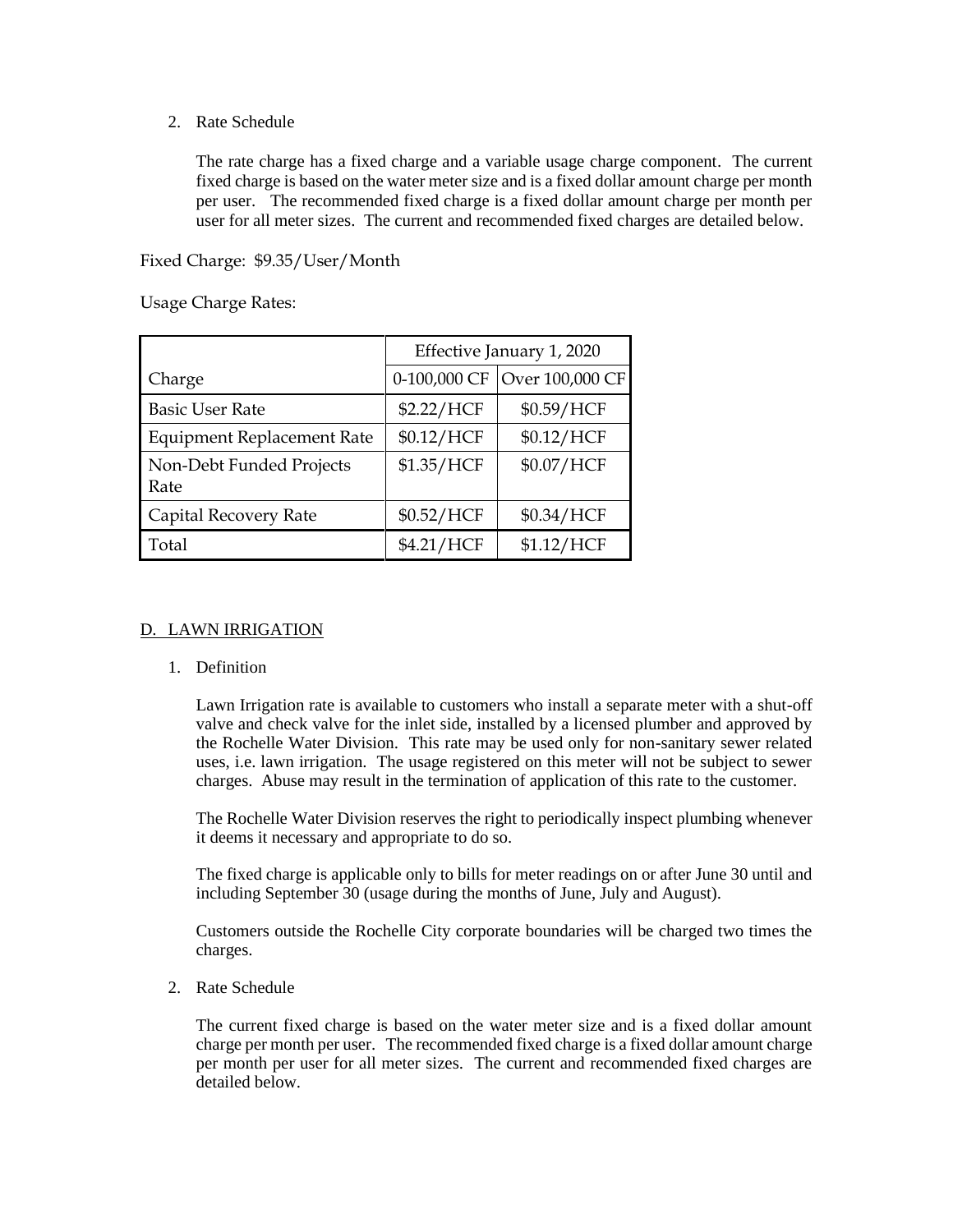2. Rate Schedule

   The rate charge has a fixed charge and a variable usage charge component. The current fixed charge is based on the water meter size and is a fixed dollar amount charge per month per user. The recommended fixed charge is a fixed dollar amount charge per month per user for all meter sizes. The current and recommended fixed charges are detailed below.

Fixed Charge: $9.35/User/Month

Usage Charge Rates:

| | Effective January 1, 2020 | |
|---|---|---|
| Charge | 0-100,000 CF | Over 100,000 CF |
| Basic User Rate | $2.22/HCF | $0.59/HCF |
| Equipment Replacement Rate | $0.12/HCF | $0.12/HCF |
| Non-Debt Funded Projects Rate | $1.35/HCF | $0.07/HCF |
| Capital Recovery Rate | $0.52/HCF | $0.34/HCF |
| Total | $4.21/HCF | $1.12/HCF |

## D. LAWN IRRIGATION

1. Definition

   Lawn Irrigation rate is available to customers who install a separate meter with a shut-off valve and check valve for the inlet side, installed by a licensed plumber and approved by the Rochelle Water Division. This rate may be used only for non-sanitary sewer related uses, i.e. lawn irrigation. The usage registered on this meter will not be subject to sewer charges. Abuse may result in the termination of application of this rate to the customer.

   The Rochelle Water Division reserves the right to periodically inspect plumbing whenever it deems it necessary and appropriate to do so.

   The fixed charge is applicable only to bills for meter readings on or after June 30 until and including September 30 (usage during the months of June, July and August).

   Customers outside the Rochelle City corporate boundaries will be charged two times the charges.

2. Rate Schedule

   The current fixed charge is based on the water meter size and is a fixed dollar amount charge per month per user. The recommended fixed charge is a fixed dollar amount charge per month per user for all meter sizes. The current and recommended fixed charges are detailed below.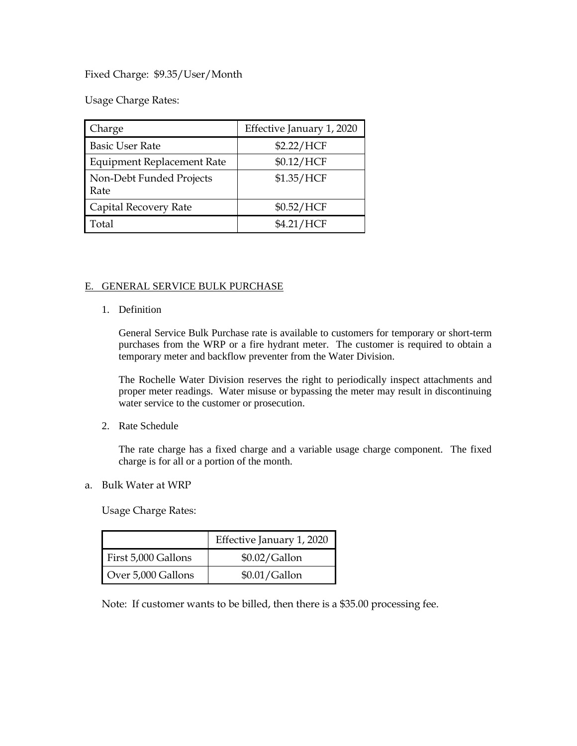Fixed Charge: $9.35/User/Month

Usage Charge Rates:

| Charge | Effective January 1, 2020 |
|---|---|
| Basic User Rate | $2.22/HCF |
| Equipment Replacement Rate | $0.12/HCF |
| Non-Debt Funded Projects Rate | $1.35/HCF |
| Capital Recovery Rate | $0.52/HCF |
| Total | $4.21/HCF |

## E. GENERAL SERVICE BULK PURCHASE

1. Definition

   General Service Bulk Purchase rate is available to customers for temporary or short-term purchases from the WRP or a fire hydrant meter. The customer is required to obtain a temporary meter and backflow preventer from the Water Division.

   The Rochelle Water Division reserves the right to periodically inspect attachments and proper meter readings. Water misuse or bypassing the meter may result in discontinuing water service to the customer or prosecution.

2. Rate Schedule

   The rate charge has a fixed charge and a variable usage charge component. The fixed charge is for all or a portion of the month.

a. Bulk Water at WRP

Usage Charge Rates:

| | Effective January 1, 2020 |
|---|---|
| First 5,000 Gallons | $0.02/Gallon |
| Over 5,000 Gallons | $0.01/Gallon |

Note: If customer wants to be billed, then there is a $35.00 processing fee.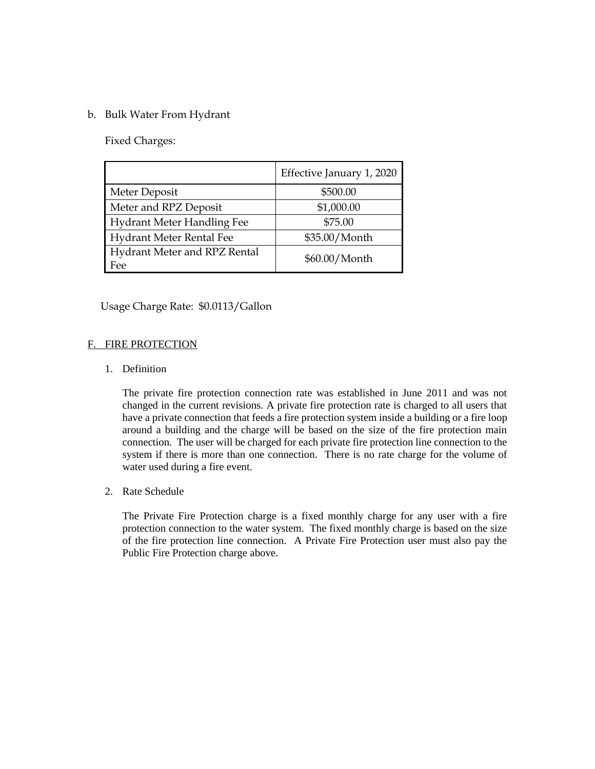b. Bulk Water From Hydrant

Fixed Charges:

| | Effective January 1, 2020 |
|---|---|
| Meter Deposit | $500.00 |
| Meter and RPZ Deposit | $1,000.00 |
| Hydrant Meter Handling Fee | $75.00 |
| Hydrant Meter Rental Fee | $35.00/Month |
| Hydrant Meter and RPZ Rental Fee | $60.00/Month |

Usage Charge Rate: $0.0113/Gallon

## F. FIRE PROTECTION

1. Definition

   The private fire protection connection rate was established in June 2011 and was not changed in the current revisions. A private fire protection rate is charged to all users that have a private connection that feeds a fire protection system inside a building or a fire loop around a building and the charge will be based on the size of the fire protection main connection. The user will be charged for each private fire protection line connection to the system if there is more than one connection. There is no rate charge for the volume of water used during a fire event.

2. Rate Schedule

   The Private Fire Protection charge is a fixed monthly charge for any user with a fire protection connection to the water system. The fixed monthly charge is based on the size of the fire protection line connection. A Private Fire Protection user must also pay the Public Fire Protection charge above.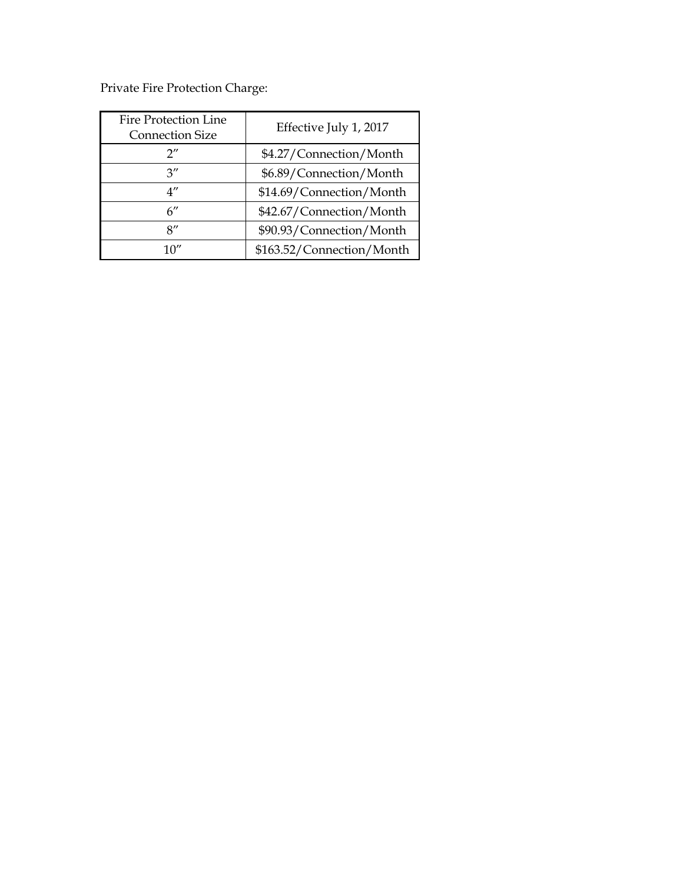Private Fire Protection Charge:

| Fire Protection Line Connection Size | Effective July 1, 2017 |
|---|---|
| 2″ | $4.27/Connection/Month |
| 3″ | $6.89/Connection/Month |
| 4″ | $14.69/Connection/Month |
| 6″ | $42.67/Connection/Month |
| 8″ | $90.93/Connection/Month |
| 10″ | $163.52/Connection/Month |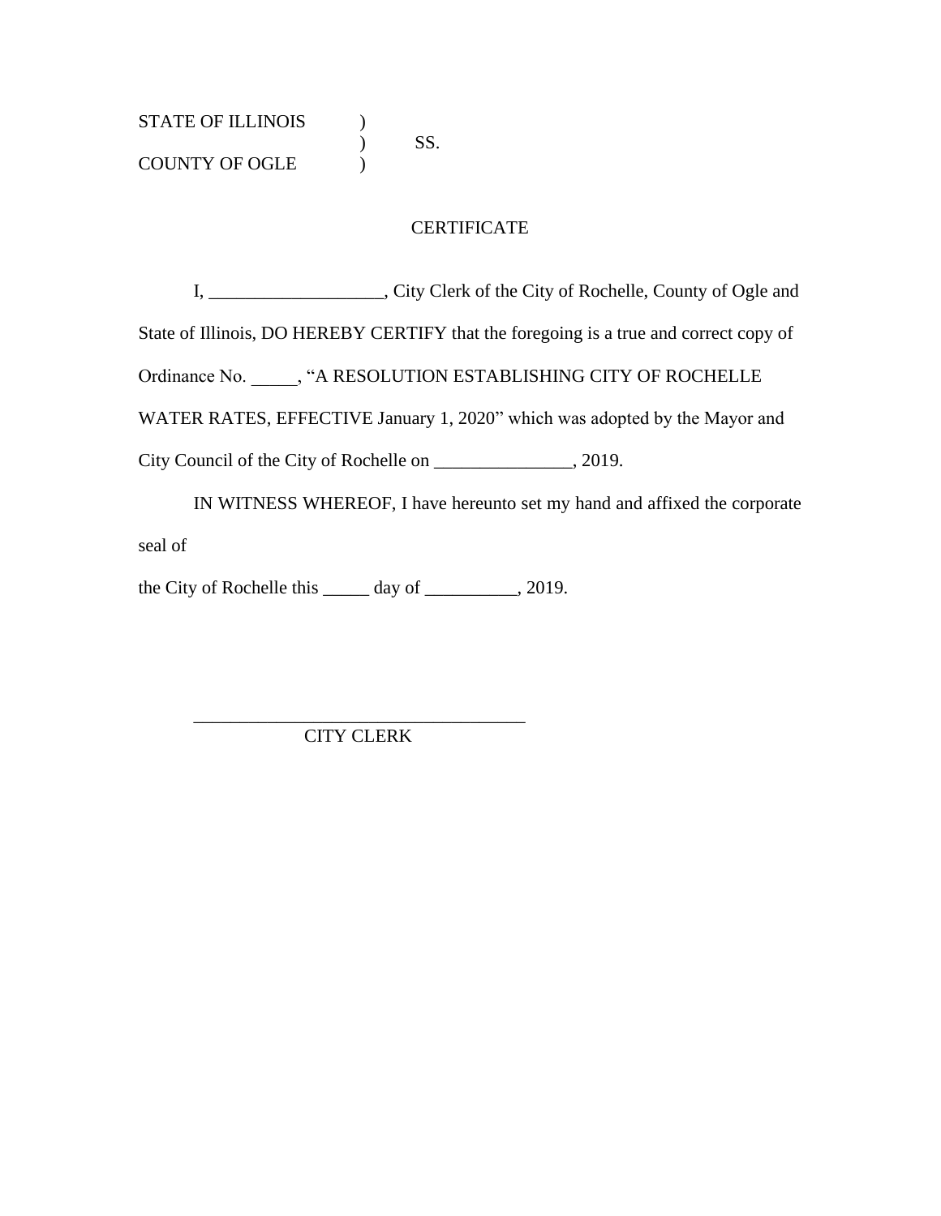STATE OF ILLINOIS )
) SS.
COUNTY OF OGLE )

CERTIFICATE

I, ___________________, City Clerk of the City of Rochelle, County of Ogle and State of Illinois, DO HEREBY CERTIFY that the foregoing is a true and correct copy of Ordinance No. _____, "A RESOLUTION ESTABLISHING CITY OF ROCHELLE WATER RATES, EFFECTIVE January 1, 2020" which was adopted by the Mayor and City Council of the City of Rochelle on _______________, 2019.

IN WITNESS WHEREOF, I have hereunto set my hand and affixed the corporate seal of

the City of Rochelle this _____ day of __________, 2019.

_____________________________________
CITY CLERK